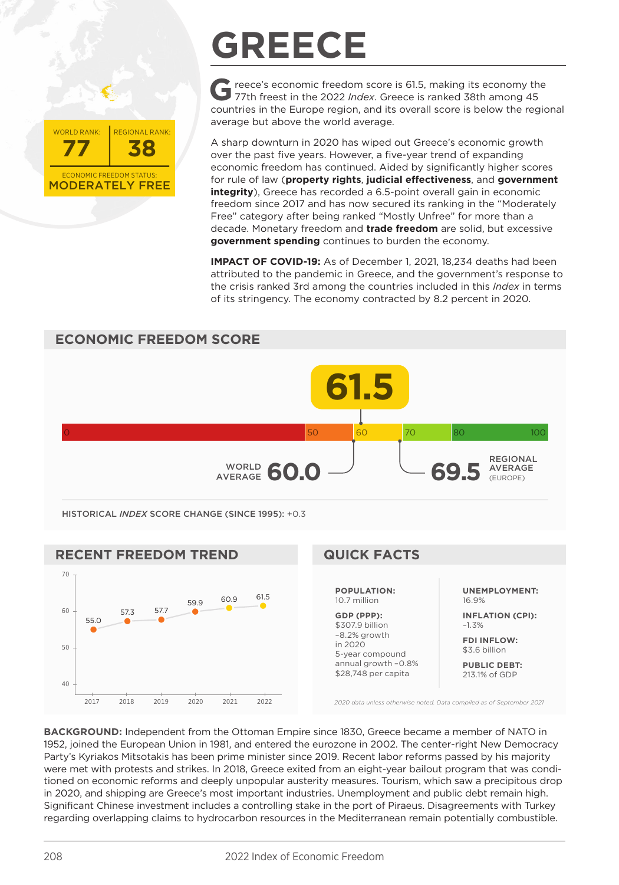# GREECE

WORLD RANK: **77** | REGIONAL RANK: **38**

ECONOMIC FREEDOM STATUS: **MODERATELY FREE**

Greece's economic freedom score is 61.5, making its economy the 77th freest in the 2022 *Index*. Greece is ranked 38th among 45 countries in the Europe region, and its overall score is below the regional average but above the world average.

A sharp downturn in 2020 has wiped out Greece's economic growth over the past five years. However, a five-year trend of expanding economic freedom has continued. Aided by significantly higher scores for rule of law (**property rights**, **judicial effectiveness**, and **government integrity**), Greece has recorded a 6.5-point overall gain in economic freedom since 2017 and has now secured its ranking in the "Moderately Free" category after being ranked "Mostly Unfree" for more than a decade. Monetary freedom and **trade freedom** are solid, but excessive **government spending** continues to burden the economy.

**IMPACT OF COVID-19:** As of December 1, 2021, 18,234 deaths had been attributed to the pandemic in Greece, and the government's response to the crisis ranked 3rd among the countries included in this *Index* in terms of its stringency. The economy contracted by 8.2 percent in 2020.

## ECONOMIC FREEDOM SCORE

**61.5**

WORLD AVERAGE **60.0**

REGIONAL AVERAGE (EUROPE) **69.5**

HISTORICAL *INDEX* SCORE CHANGE (SINCE 1995): +0.3

## RECENT FREEDOM TREND

| 2017 | 2018 | 2019 | 2020 | 2021 | 2022 |
|---|---|---|---|---|---|
| 55.0 | 57.3 | 57.7 | 59.9 | 60.9 | 61.5 |

## QUICK FACTS

**POPULATION:**
10.7 million

**GDP (PPP):**
$307.9 billion
–8.2% growth in 2020
5-year compound annual growth –0.8%
$28,748 per capita

**UNEMPLOYMENT:**
16.9%

**INFLATION (CPI):**
–1.3%

**FDI INFLOW:**
$3.6 billion

**PUBLIC DEBT:**
213.1% of GDP

*2020 data unless otherwise noted. Data compiled as of September 2021*

**BACKGROUND:** Independent from the Ottoman Empire since 1830, Greece became a member of NATO in 1952, joined the European Union in 1981, and entered the eurozone in 2002. The center-right New Democracy Party's Kyriakos Mitsotakis has been prime minister since 2019. Recent labor reforms passed by his majority were met with protests and strikes. In 2018, Greece exited from an eight-year bailout program that was conditioned on economic reforms and deeply unpopular austerity measures. Tourism, which saw a precipitous drop in 2020, and shipping are Greece's most important industries. Unemployment and public debt remain high. Significant Chinese investment includes a controlling stake in the port of Piraeus. Disagreements with Turkey regarding overlapping claims to hydrocarbon resources in the Mediterranean remain potentially combustible.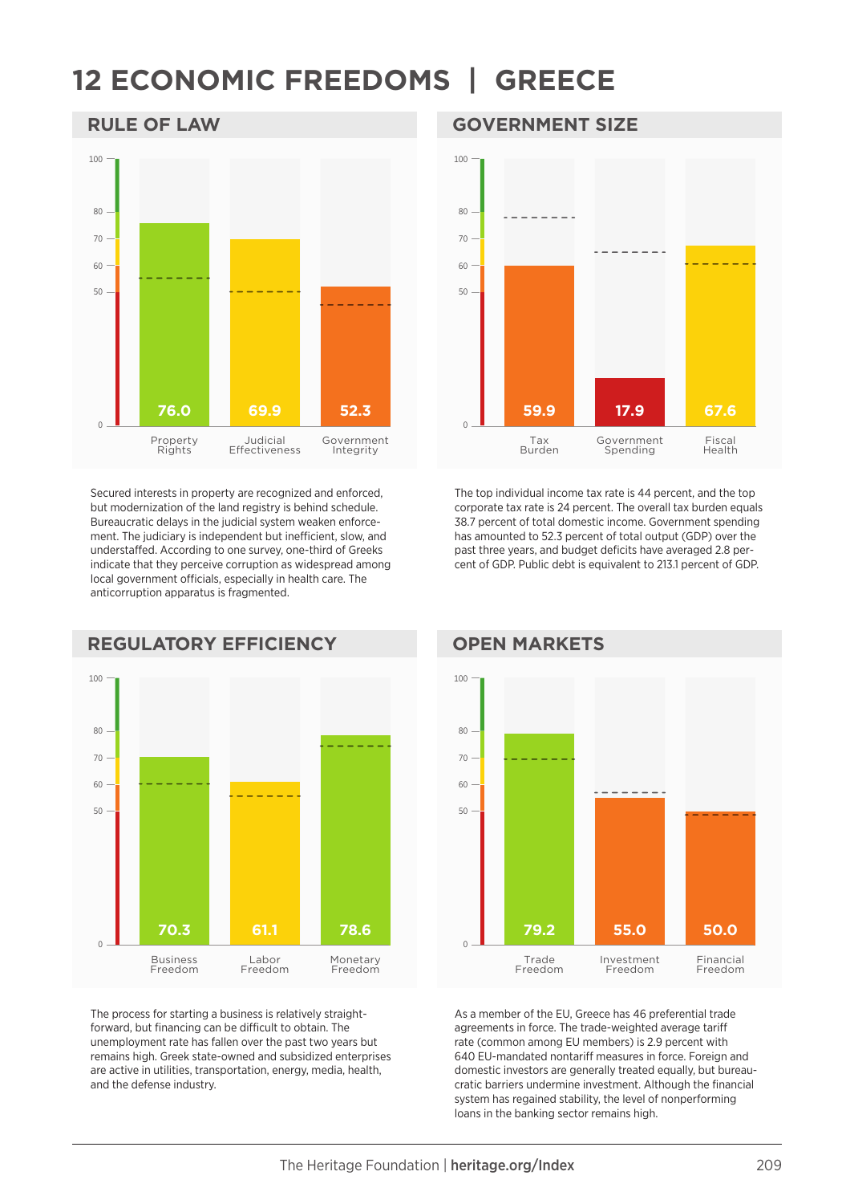# 12 ECONOMIC FREEDOMS | GREECE

## RULE OF LAW

100
80
70
60
50
0

76.0
Property Rights

69.9
Judicial Effectiveness

52.3
Government Integrity

Secured interests in property are recognized and enforced, but modernization of the land registry is behind schedule. Bureaucratic delays in the judicial system weaken enforcement. The judiciary is independent but inefficient, slow, and understaffed. According to one survey, one-third of Greeks indicate that they perceive corruption as widespread among local government officials, especially in health care. The anticorruption apparatus is fragmented.

## GOVERNMENT SIZE

100
80
70
60
50
0

59.9
Tax Burden

17.9
Government Spending

67.6
Fiscal Health

The top individual income tax rate is 44 percent, and the top corporate tax rate is 24 percent. The overall tax burden equals 38.7 percent of total domestic income. Government spending has amounted to 52.3 percent of total output (GDP) over the past three years, and budget deficits have averaged 2.8 percent of GDP. Public debt is equivalent to 213.1 percent of GDP.

## REGULATORY EFFICIENCY

100
80
70
60
50
0

70.3
Business Freedom

61.1
Labor Freedom

78.6
Monetary Freedom

The process for starting a business is relatively straightforward, but financing can be difficult to obtain. The unemployment rate has fallen over the past two years but remains high. Greek state-owned and subsidized enterprises are active in utilities, transportation, energy, media, health, and the defense industry.

## OPEN MARKETS

100
80
70
60
50
0

79.2
Trade Freedom

55.0
Investment Freedom

50.0
Financial Freedom

As a member of the EU, Greece has 46 preferential trade agreements in force. The trade-weighted average tariff rate (common among EU members) is 2.9 percent with 640 EU-mandated nontariff measures in force. Foreign and domestic investors are generally treated equally, but bureaucratic barriers undermine investment. Although the financial system has regained stability, the level of nonperforming loans in the banking sector remains high.